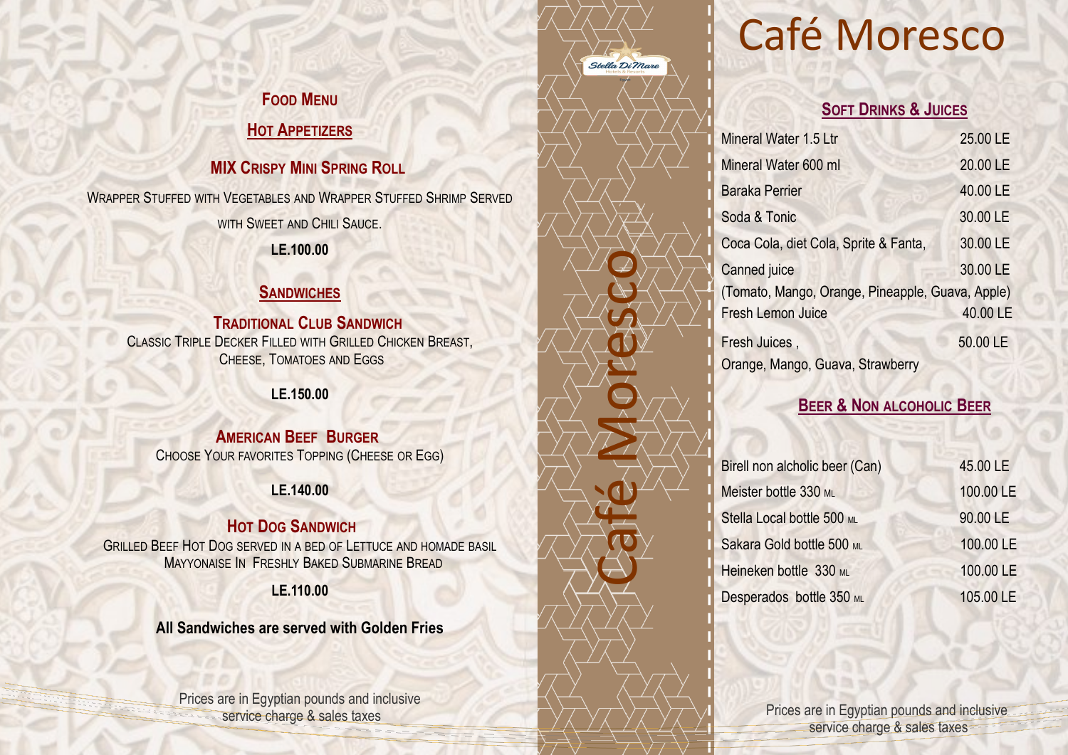# Café Moresco

## Food Menu

### Hot Appetizers

**MIX CRISPY MINI SPRING ROLL**

WRAPPER STUFFED WITH VEGETABLES AND WRAPPER STUFFED SHRIMP SERVED WITH SWEET AND CHILI SAUCE.

**LE.100.00**

### Sandwiches

**TRADITIONAL CLUB SANDWICH**

CLASSIC TRIPLE DECKER FILLED WITH GRILLED CHICKEN BREAST, CHEESE, TOMATOES AND EGGS

**LE.150.00**

**AMERICAN BEEF BURGER**

CHOOSE YOUR FAVORITES TOPPING (CHEESE OR EGG)

**LE.140.00**

**HOT DOG SANDWICH**

GRILLED BEEF HOT DOG SERVED IN A BED OF LETTUCE AND HOMADE BASIL MAYYONAISE IN FRESHLY BAKED SUBMARINE BREAD

**LE.110.00**

**All Sandwiches are served with Golden Fries**

Prices are in Egyptian pounds and inclusive service charge & sales taxes

Stella Di Mare Hotels & Resorts

Café Moresco

### Soft Drinks & Juices

| Item | Price |
|---|---|
| Mineral Water 1.5 Ltr | 25.00 LE |
| Mineral Water 600 ml | 20.00 LE |
| Baraka Perrier | 40.00 LE |
| Soda & Tonic | 30.00 LE |
| Coca Cola, diet Cola, Sprite & Fanta, | 30.00 LE |
| Canned juice (Tomato, Mango, Orange, Pineapple, Guava, Apple) | 30.00 LE |
| Fresh Lemon Juice | 40.00 LE |
| Fresh Juices , Orange, Mango, Guava, Strawberry | 50.00 LE |

### Beer & Non Alcoholic Beer

| Item | Price |
|---|---|
| Birell non alcholic beer (Can) | 45.00 LE |
| Meister bottle 330 ML | 100.00 LE |
| Stella Local bottle 500 ML | 90.00 LE |
| Sakara Gold bottle 500 ML | 100.00 LE |
| Heineken bottle 330 ML | 100.00 LE |
| Desperados bottle 350 ML | 105.00 LE |

Prices are in Egyptian pounds and inclusive service charge & sales taxes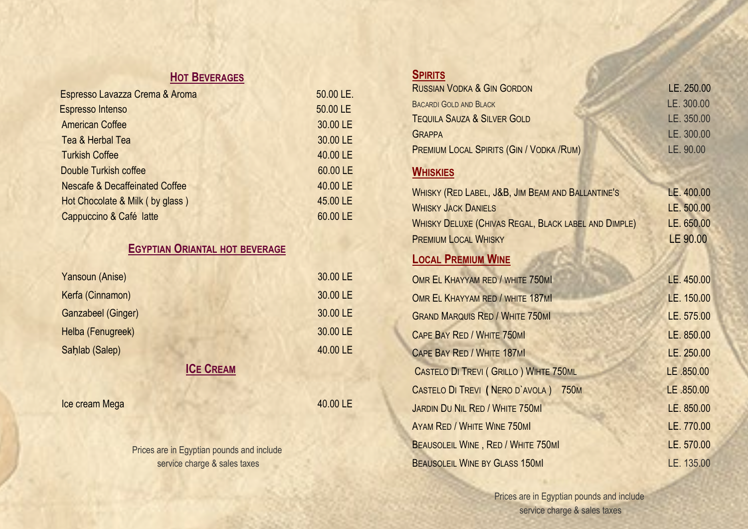## Hot Beverages

| | |
|---|---|
| Espresso Lavazza Crema & Aroma | 50.00 LE. |
| Espresso Intenso | 50.00 LE |
| American Coffee | 30.00 LE |
| Tea & Herbal Tea | 30.00 LE |
| Turkish Coffee | 40.00 LE |
| Double Turkish coffee | 60.00 LE |
| Nescafe & Decaffeinated Coffee | 40.00 LE |
| Hot Chocolate & Milk ( by glass ) | 45.00 LE |
| Cappuccino & Café latte | 60.00 LE |

## Egyptian Oriantal hot beverage

| | |
|---|---|
| Yansoun (Anise) | 30.00 LE |
| Kerfa (Cinnamon) | 30.00 LE |
| Ganzabeel (Ginger) | 30.00 LE |
| Helba (Fenugreek) | 30.00 LE |
| Saḥlab (Salep) | 40.00 LE |

## Ice Cream

| | |
|---|---|
| Ice cream Mega | 40.00 LE |

Prices are in Egyptian pounds and include service charge & sales taxes

## Spirits

| | |
|---|---|
| Russian Vodka & Gin Gordon | LE. 250.00 |
| Bacardi Gold and Black | LE. 300.00 |
| Tequila Sauza & Silver Gold | LE. 350.00 |
| Grappa | LE. 300.00 |
| Premium Local Spirits (Gin / Vodka /Rum) | LE. 90.00 |

## Whiskies

| | |
|---|---|
| Whisky (Red Label, J&B, Jim Beam and Ballantine's | LE. 400.00 |
| Whisky Jack Daniels | LE. 500.00 |
| Whisky Deluxe (Chivas Regal, Black label and Dimple) | LE. 650.00 |
| Premium Local Whisky | LE 90.00 |

## Local Premium Wine

| | |
|---|---|
| Omr El Khayyam Red / white 750Ml | LE. 450.00 |
| Omr El Khayyam Red / white 187Ml | LE. 150.00 |
| Grand Marquis Red / White 750Ml | LE. 575.00 |
| Cape Bay Red / White 750Ml | LE. 850.00 |
| Cape Bay Red / White 187Ml | LE. 250.00 |
| Castelo Di Trevi ( Grillo ) Wihte 750ML | LE .850.00 |
| Castelo Di Trevi ( Nero d`avola ) 750M | LE .850.00 |
| Jardin Du Nil Red / White 750Ml | LE. 850.00 |
| Ayam Red / White Wine 750Ml | LE. 770.00 |
| Beausoleil Wine , Red / White 750Ml | LE. 570.00 |
| Beausoleil Wine by Glass 150Ml | LE. 135.00 |

Prices are in Egyptian pounds and include service charge & sales taxes